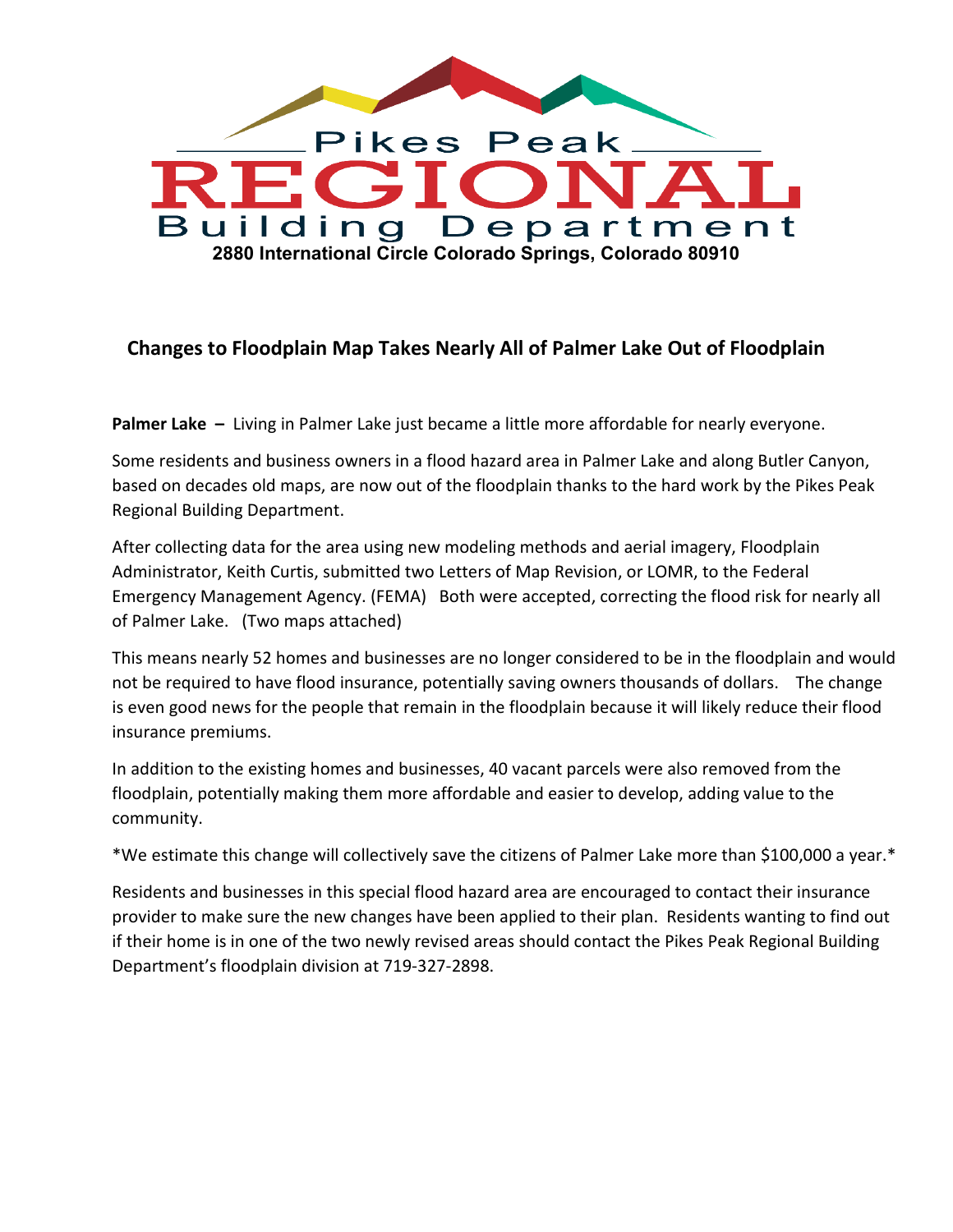Pikes Peak

REGIONAL

Building Department

**2880 International Circle Colorado Springs, Colorado 80910**

## Changes to Floodplain Map Takes Nearly All of Palmer Lake Out of Floodplain

**Palmer Lake –** Living in Palmer Lake just became a little more affordable for nearly everyone.

Some residents and business owners in a flood hazard area in Palmer Lake and along Butler Canyon, based on decades old maps, are now out of the floodplain thanks to the hard work by the Pikes Peak Regional Building Department.

After collecting data for the area using new modeling methods and aerial imagery, Floodplain Administrator, Keith Curtis, submitted two Letters of Map Revision, or LOMR, to the Federal Emergency Management Agency. (FEMA) Both were accepted, correcting the flood risk for nearly all of Palmer Lake. (Two maps attached)

This means nearly 52 homes and businesses are no longer considered to be in the floodplain and would not be required to have flood insurance, potentially saving owners thousands of dollars. The change is even good news for the people that remain in the floodplain because it will likely reduce their flood insurance premiums.

In addition to the existing homes and businesses, 40 vacant parcels were also removed from the floodplain, potentially making them more affordable and easier to develop, adding value to the community.

*We estimate this change will collectively save the citizens of Palmer Lake more than $100,000 a year.*

Residents and businesses in this special flood hazard area are encouraged to contact their insurance provider to make sure the new changes have been applied to their plan. Residents wanting to find out if their home is in one of the two newly revised areas should contact the Pikes Peak Regional Building Department's floodplain division at 719-327-2898.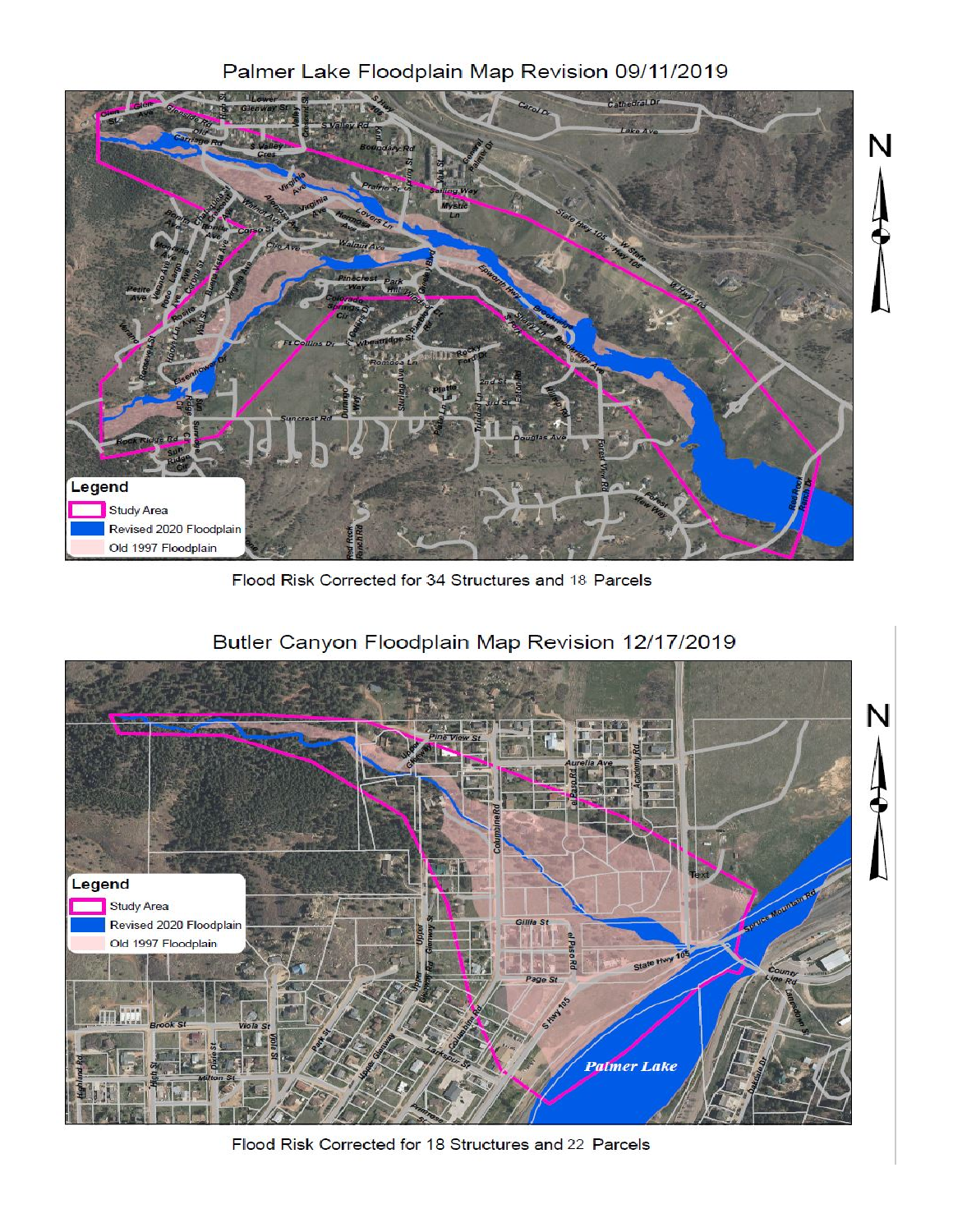## Palmer Lake Floodplain Map Revision 09/11/2019

Legend
Study Area
Revised 2020 Floodplain
Old 1997 Floodplain

Flood Risk Corrected for 34 Structures and 18 Parcels

## Butler Canyon Floodplain Map Revision 12/17/2019

Legend
Study Area
Revised 2020 Floodplain
Old 1997 Floodplain

Flood Risk Corrected for 18 Structures and 22 Parcels